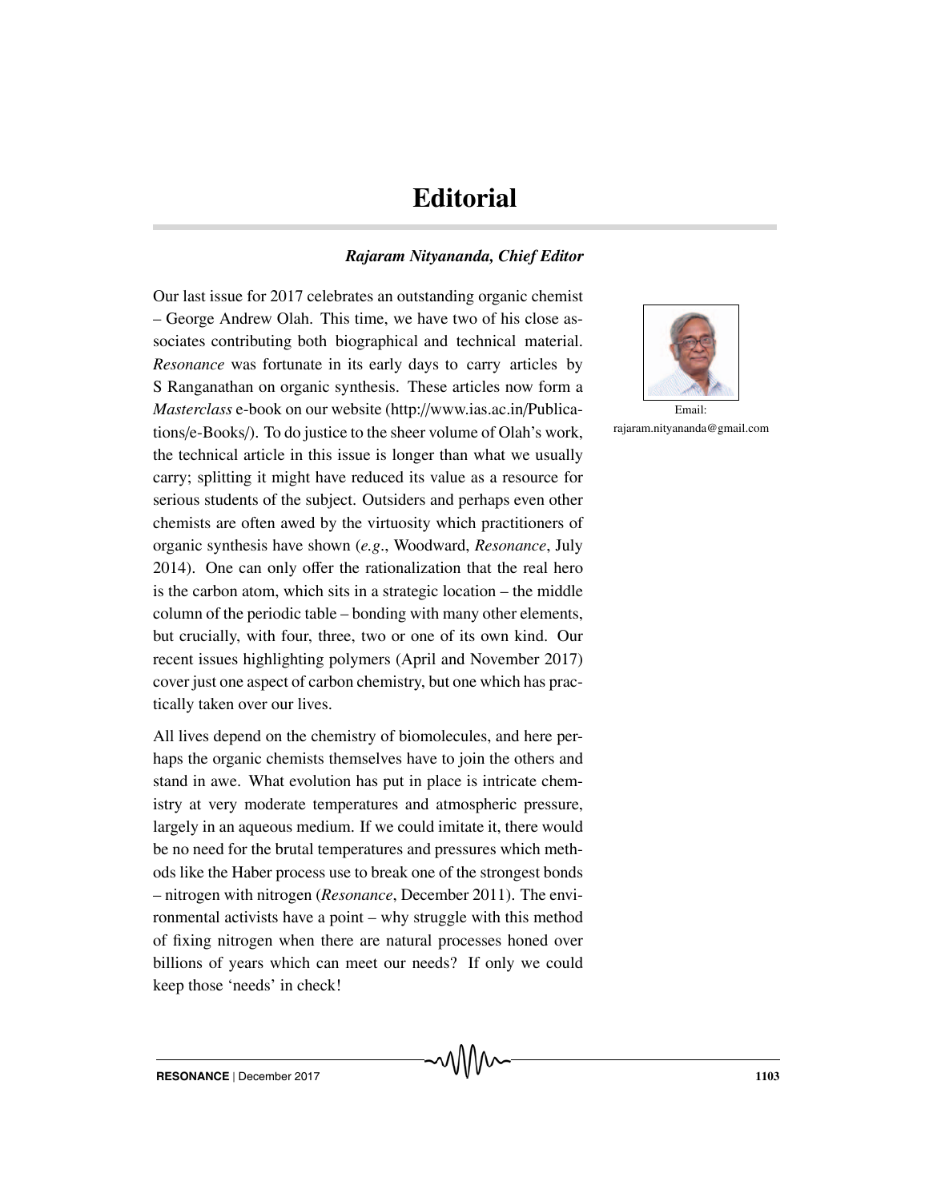# Editorial

***Rajaram Nityananda, Chief Editor***

Email: rajaram.nityananda@gmail.com

Our last issue for 2017 celebrates an outstanding organic chemist – George Andrew Olah. This time, we have two of his close associates contributing both biographical and technical material. *Resonance* was fortunate in its early days to carry articles by S Ranganathan on organic synthesis. These articles now form a *Masterclass* e-book on our website (http://www.ias.ac.in/Publications/e-Books/). To do justice to the sheer volume of Olah's work, the technical article in this issue is longer than what we usually carry; splitting it might have reduced its value as a resource for serious students of the subject. Outsiders and perhaps even other chemists are often awed by the virtuosity which practitioners of organic synthesis have shown (*e.g.*, Woodward, *Resonance*, July 2014). One can only offer the rationalization that the real hero is the carbon atom, which sits in a strategic location – the middle column of the periodic table – bonding with many other elements, but crucially, with four, three, two or one of its own kind. Our recent issues highlighting polymers (April and November 2017) cover just one aspect of carbon chemistry, but one which has practically taken over our lives.

All lives depend on the chemistry of biomolecules, and here perhaps the organic chemists themselves have to join the others and stand in awe. What evolution has put in place is intricate chemistry at very moderate temperatures and atmospheric pressure, largely in an aqueous medium. If we could imitate it, there would be no need for the brutal temperatures and pressures which methods like the Haber process use to break one of the strongest bonds – nitrogen with nitrogen (*Resonance*, December 2011). The environmental activists have a point – why struggle with this method of fixing nitrogen when there are natural processes honed over billions of years which can meet our needs? If only we could keep those 'needs' in check!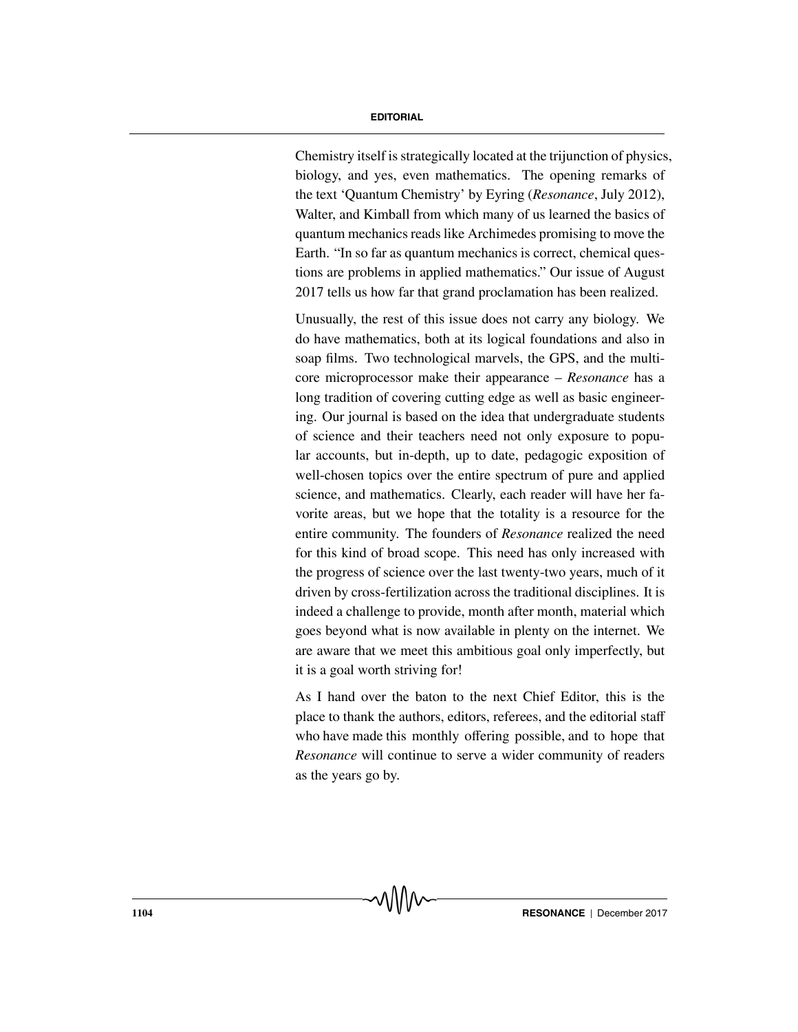Chemistry itself is strategically located at the trijunction of physics, biology, and yes, even mathematics. The opening remarks of the text 'Quantum Chemistry' by Eyring (*Resonance*, July 2012), Walter, and Kimball from which many of us learned the basics of quantum mechanics reads like Archimedes promising to move the Earth. "In so far as quantum mechanics is correct, chemical questions are problems in applied mathematics." Our issue of August 2017 tells us how far that grand proclamation has been realized.

Unusually, the rest of this issue does not carry any biology. We do have mathematics, both at its logical foundations and also in soap films. Two technological marvels, the GPS, and the multicore microprocessor make their appearance – *Resonance* has a long tradition of covering cutting edge as well as basic engineering. Our journal is based on the idea that undergraduate students of science and their teachers need not only exposure to popular accounts, but in-depth, up to date, pedagogic exposition of well-chosen topics over the entire spectrum of pure and applied science, and mathematics. Clearly, each reader will have her favorite areas, but we hope that the totality is a resource for the entire community. The founders of *Resonance* realized the need for this kind of broad scope. This need has only increased with the progress of science over the last twenty-two years, much of it driven by cross-fertilization across the traditional disciplines. It is indeed a challenge to provide, month after month, material which goes beyond what is now available in plenty on the internet. We are aware that we meet this ambitious goal only imperfectly, but it is a goal worth striving for!

As I hand over the baton to the next Chief Editor, this is the place to thank the authors, editors, referees, and the editorial staff who have made this monthly offering possible, and to hope that *Resonance* will continue to serve a wider community of readers as the years go by.